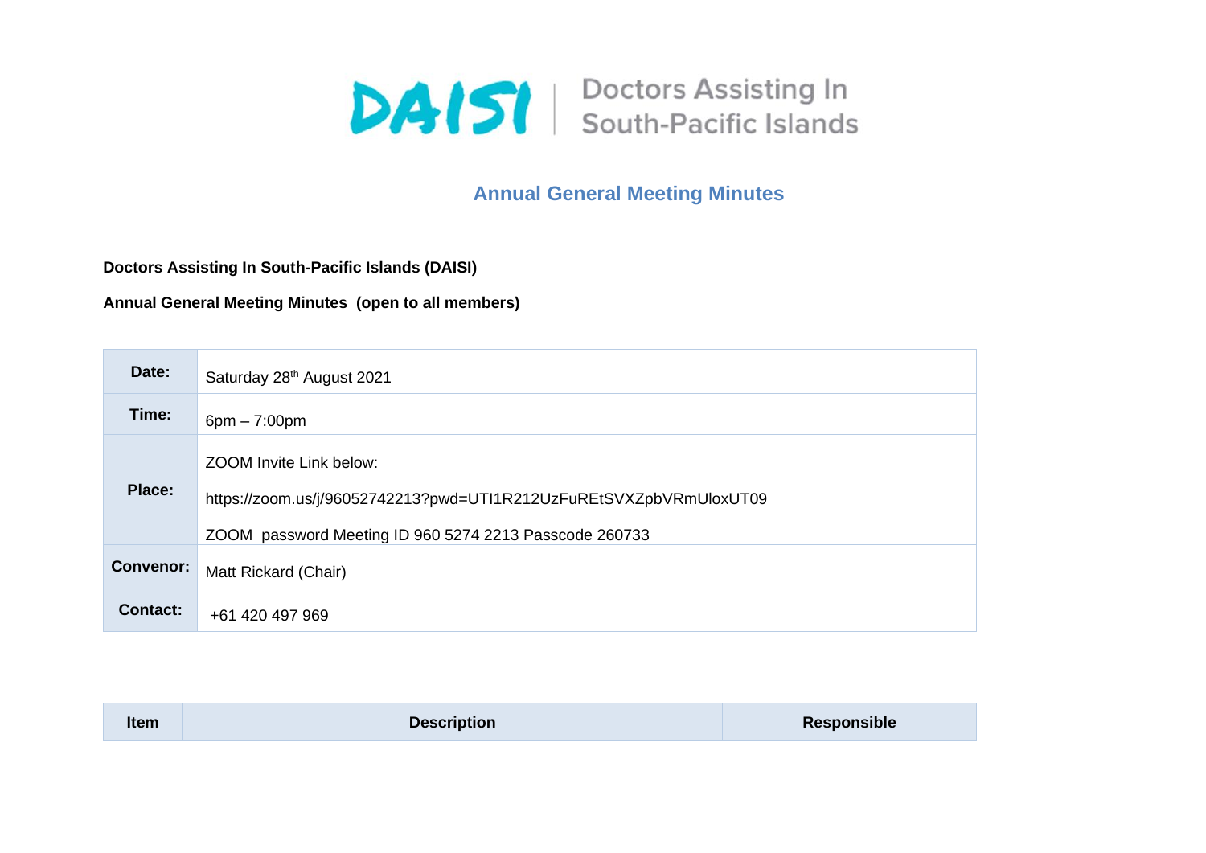# DAISI | Doctors Assisting In South-Pacific Islands

## Annual General Meeting Minutes

**Doctors Assisting In South-Pacific Islands (DAISI)**

**Annual General Meeting Minutes (open to all members)**

| | |
|---|---|
| **Date:** | Saturday 28th August 2021 |
| **Time:** | 6pm – 7:00pm |
| **Place:** | ZOOM Invite Link below:<br>https://zoom.us/j/96052742213?pwd=UTI1R212UzFuREtSVXZpbVRmUloxUT09<br>ZOOM password Meeting ID 960 5274 2213 Passcode 260733 |
| **Convenor:** | Matt Rickard (Chair) |
| **Contact:** | +61 420 497 969 |

| Item | Description | Responsible |
|---|---|---|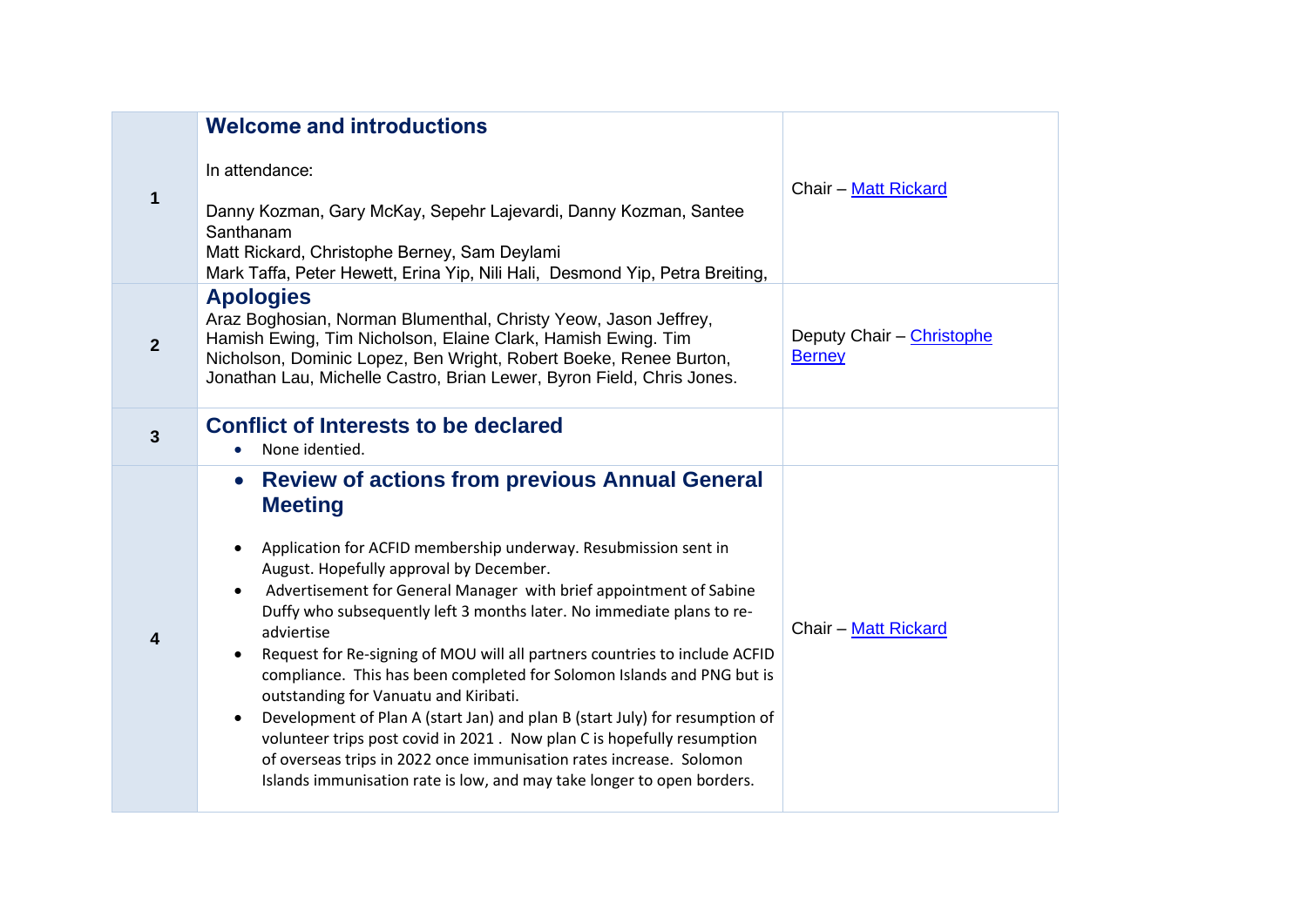| | | |
|---|---|---|
| 1 | **Welcome and introductions**<br><br>In attendance:<br><br>Danny Kozman, Gary McKay, Sepehr Lajevardi, Danny Kozman, Santee Santhanam<br>Matt Rickard, Christophe Berney, Sam Deylami<br>Mark Taffa, Peter Hewett, Erina Yip, Nili Hali, Desmond Yip, Petra Breiting, | Chair – Matt Rickard |
| 2 | **Apologies**<br>Araz Boghosian, Norman Blumenthal, Christy Yeow, Jason Jeffrey, Hamish Ewing, Tim Nicholson, Elaine Clark, Hamish Ewing. Tim Nicholson, Dominic Lopez, Ben Wright, Robert Boeke, Renee Burton, Jonathan Lau, Michelle Castro, Brian Lewer, Byron Field, Chris Jones. | Deputy Chair – Christophe Berney |
| 3 | **Conflict of Interests to be declared**<br>• None identied. | |
| 4 | • **Review of actions from previous Annual General Meeting**<br><br>• Application for ACFID membership underway. Resubmission sent in August. Hopefully approval by December.<br>• Advertisement for General Manager with brief appointment of Sabine Duffy who subsequently left 3 months later. No immediate plans to re-adviertise<br>• Request for Re-signing of MOU will all partners countries to include ACFID compliance. This has been completed for Solomon Islands and PNG but is outstanding for Vanuatu and Kiribati.<br>• Development of Plan A (start Jan) and plan B (start July) for resumption of volunteer trips post covid in 2021 . Now plan C is hopefully resumption of overseas trips in 2022 once immunisation rates increase. Solomon Islands immunisation rate is low, and may take longer to open borders. | Chair – Matt Rickard |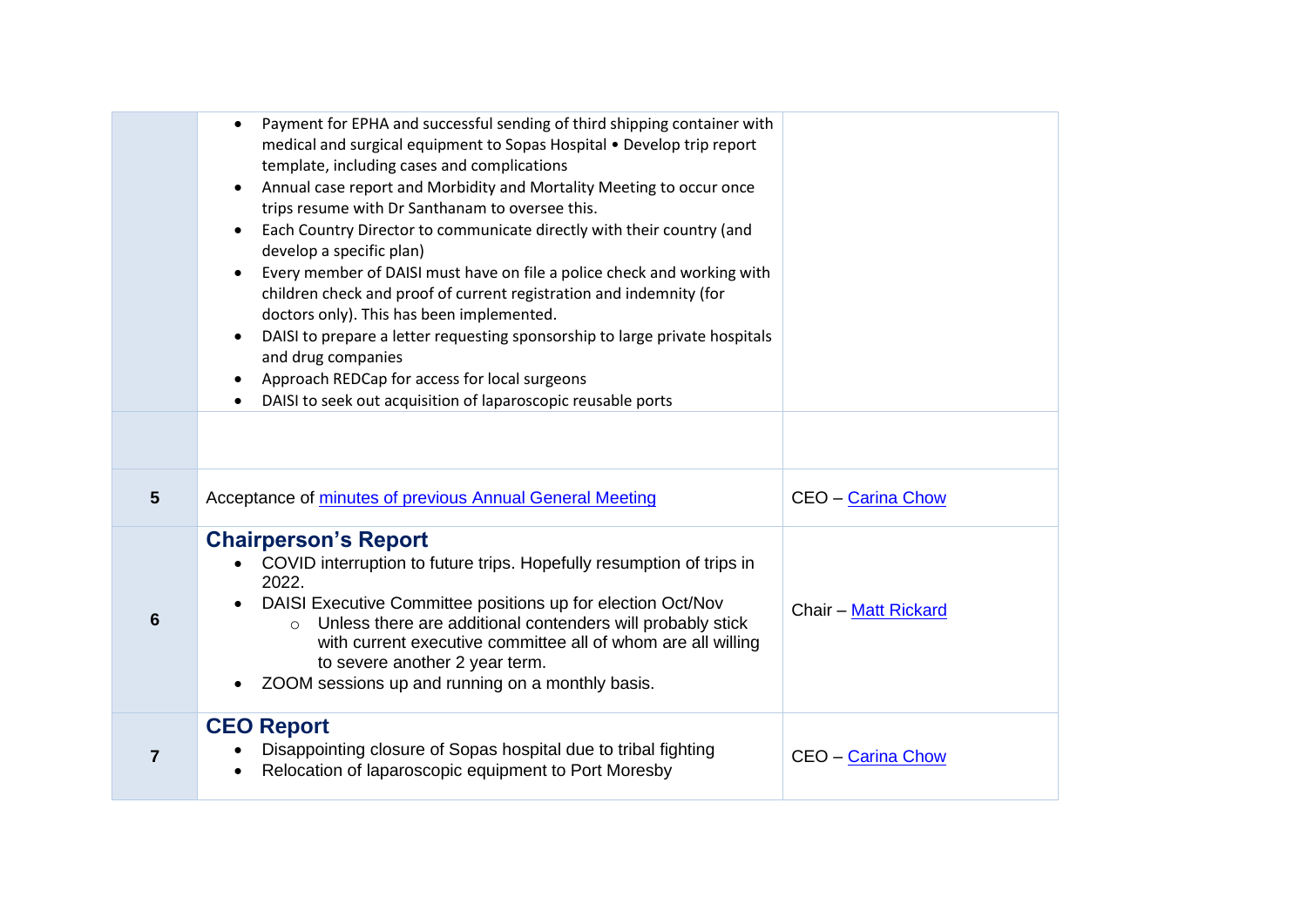| | | |
|---|---|---|
| | • Payment for EPHA and successful sending of third shipping container with medical and surgical equipment to Sopas Hospital • Develop trip report template, including cases and complications<br>• Annual case report and Morbidity and Mortality Meeting to occur once trips resume with Dr Santhanam to oversee this.<br>• Each Country Director to communicate directly with their country (and develop a specific plan)<br>• Every member of DAISI must have on file a police check and working with children check and proof of current registration and indemnity (for doctors only). This has been implemented.<br>• DAISI to prepare a letter requesting sponsorship to large private hospitals and drug companies<br>• Approach REDCap for access for local surgeons<br>• DAISI to seek out acquisition of laparoscopic reusable ports | |
| | | |
| **5** | Acceptance of [minutes of previous Annual General Meeting]() | CEO – [Carina Chow]() |
| **6** | **Chairperson's Report**<br>• COVID interruption to future trips. Hopefully resumption of trips in 2022.<br>• DAISI Executive Committee positions up for election Oct/Nov<br>&nbsp;&nbsp;&nbsp;&nbsp;○ Unless there are additional contenders will probably stick with current executive committee all of whom are all willing to severe another 2 year term.<br>• ZOOM sessions up and running on a monthly basis. | Chair – [Matt Rickard]() |
| **7** | **CEO Report**<br>• Disappointing closure of Sopas hospital due to tribal fighting<br>• Relocation of laparoscopic equipment to Port Moresby | CEO – [Carina Chow]() |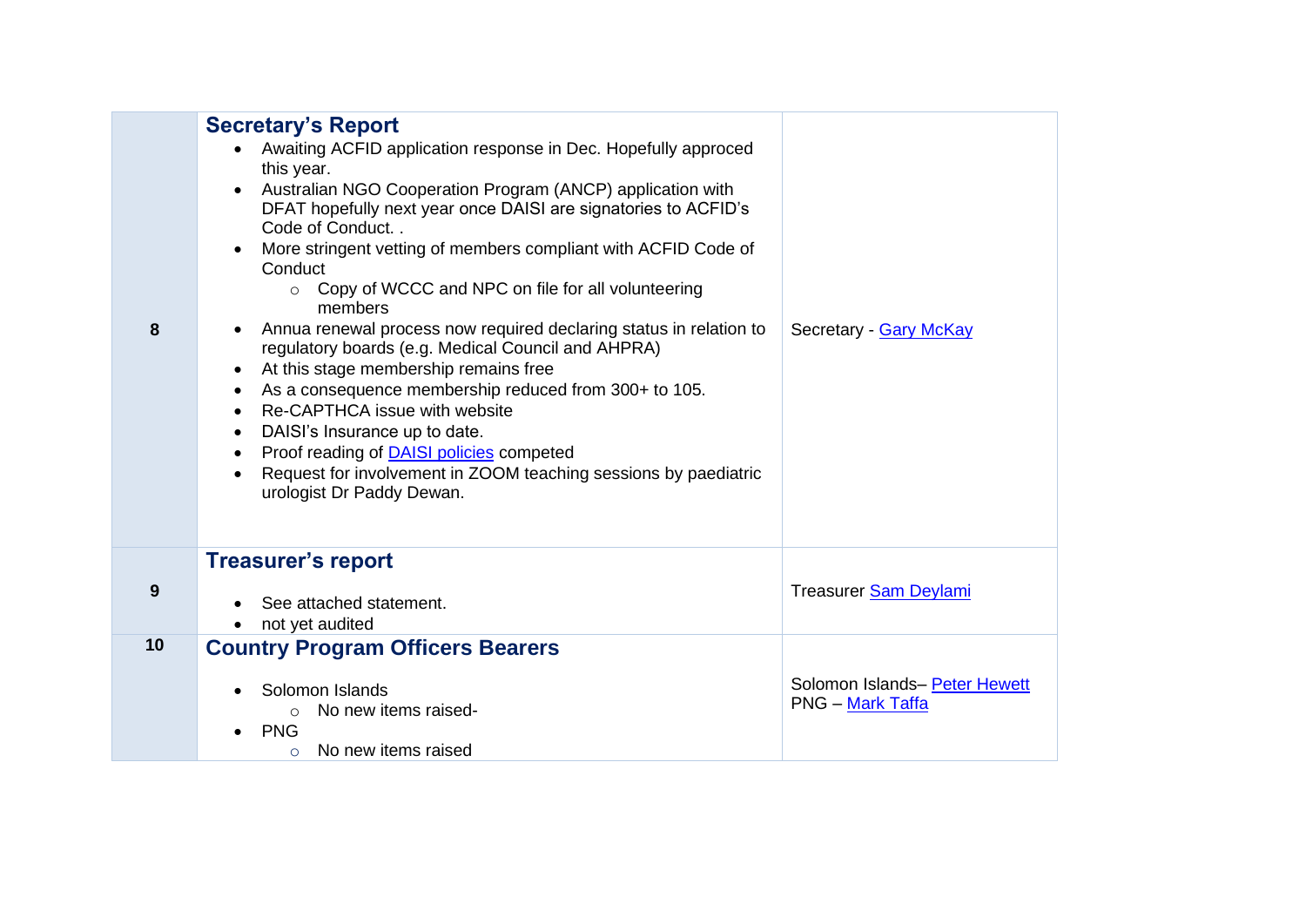| | | |
|---|---|---|
| **8** | **Secretary's Report**<br>• Awaiting ACFID application response in Dec. Hopefully approced this year.<br>• Australian NGO Cooperation Program (ANCP) application with DFAT hopefully next year once DAISI are signatories to ACFID's Code of Conduct. .<br>• More stringent vetting of members compliant with ACFID Code of Conduct<br>&nbsp;&nbsp;&nbsp;&nbsp;○ Copy of WCCC and NPC on file for all volunteering members<br>• Annua renewal process now required declaring status in relation to regulatory boards (e.g. Medical Council and AHPRA)<br>• At this stage membership remains free<br>• As a consequence membership reduced from 300+ to 105.<br>• Re-CAPTHCA issue with website<br>• DAISI's Insurance up to date.<br>• Proof reading of DAISI policies competed<br>• Request for involvement in ZOOM teaching sessions by paediatric urologist Dr Paddy Dewan. | Secretary - Gary McKay |
| **9** | **Treasurer's report**<br>• See attached statement.<br>• not yet audited | Treasurer Sam Deylami |
| **10** | **Country Program Officers Bearers**<br>• Solomon Islands<br>&nbsp;&nbsp;&nbsp;&nbsp;○ No new items raised-<br>• PNG<br>&nbsp;&nbsp;&nbsp;&nbsp;○ No new items raised | Solomon Islands– Peter Hewett<br>PNG – Mark Taffa |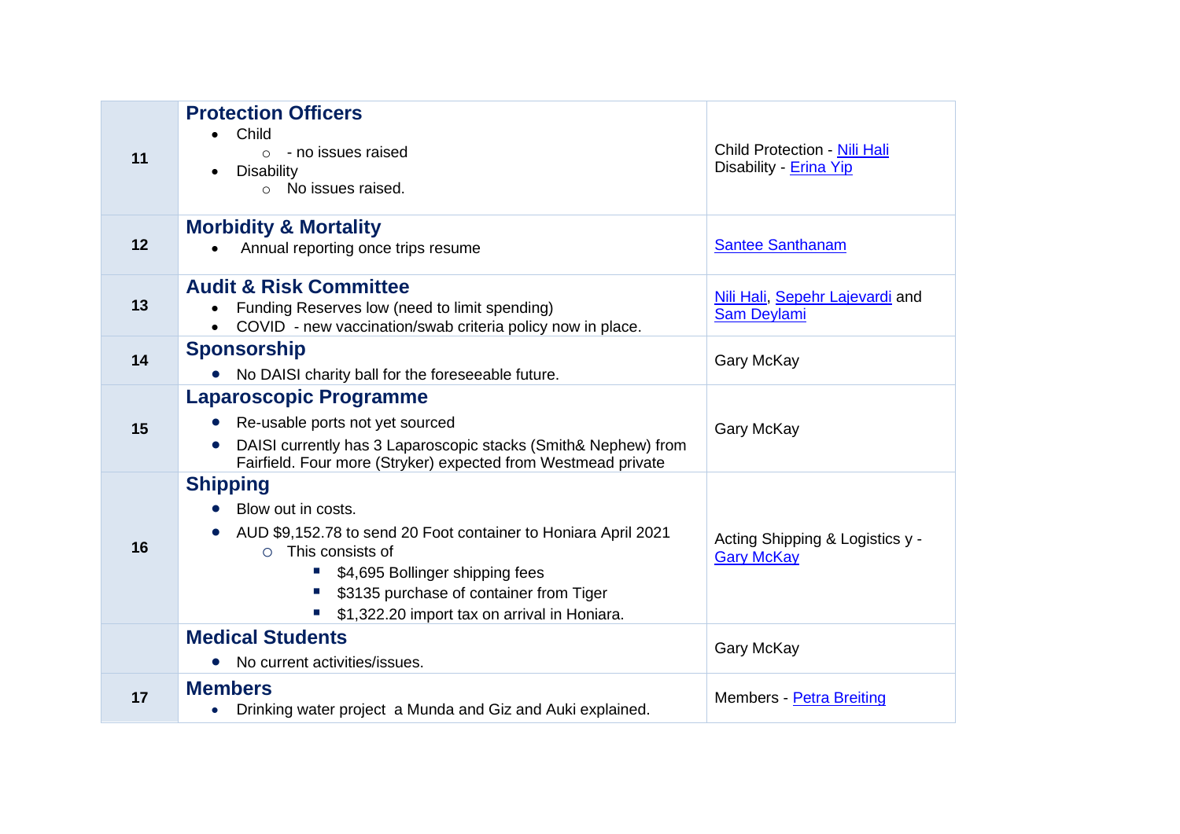| | | |
|---|---|---|
| **11** | **Protection Officers**<br>• Child<br>  ○ - no issues raised<br>• Disability<br>  ○ No issues raised. | Child Protection - Nili Hali<br>Disability - Erina Yip |
| **12** | **Morbidity & Mortality**<br>• Annual reporting once trips resume | Santee Santhanam |
| **13** | **Audit & Risk Committee**<br>• Funding Reserves low (need to limit spending)<br>• COVID - new vaccination/swab criteria policy now in place. | Nili Hali, Sepehr Lajevardi and Sam Deylami |
| **14** | **Sponsorship**<br>• No DAISI charity ball for the foreseeable future. | Gary McKay |
| **15** | **Laparoscopic Programme**<br>• Re-usable ports not yet sourced<br>• DAISI currently has 3 Laparoscopic stacks (Smith& Nephew) from Fairfield. Four more (Stryker) expected from Westmead private | Gary McKay |
| **16** | **Shipping**<br>• Blow out in costs.<br>• AUD $9,152.78 to send 20 Foot container to Honiara April 2021<br>  ○ This consists of<br>    ▪ $4,695 Bollinger shipping fees<br>    ▪ $3135 purchase of container from Tiger<br>    ▪ $1,322.20 import tax on arrival in Honiara. | Acting Shipping & Logistics y - Gary McKay |
| | **Medical Students**<br>• No current activities/issues. | Gary McKay |
| **17** | **Members**<br>• Drinking water project a Munda and Giz and Auki explained. | Members - Petra Breiting |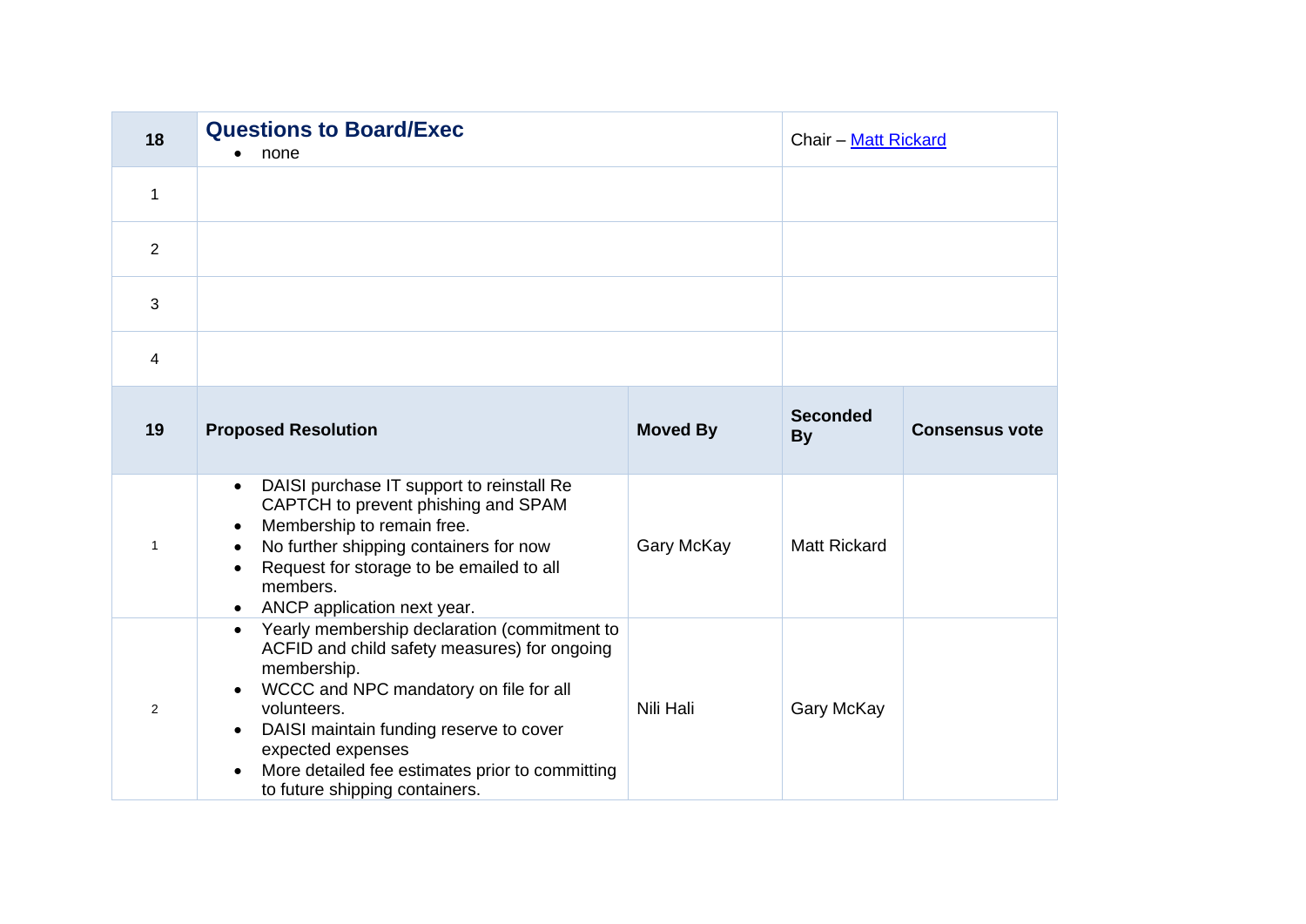| 18 | **Questions to Board/Exec**<br>• none | Chair – [Matt Rickard]() | | |
|---|---|---|---|---|
| 1 | | | | |
| 2 | | | | |
| 3 | | | | |
| 4 | | | | |
| **19** | **Proposed Resolution** | **Moved By** | **Seconded By** | **Consensus vote** |
| 1 | • DAISI purchase IT support to reinstall Re CAPTCH to prevent phishing and SPAM<br>• Membership to remain free.<br>• No further shipping containers for now<br>• Request for storage to be emailed to all members.<br>• ANCP application next year. | Gary McKay | Matt Rickard | |
| 2 | • Yearly membership declaration (commitment to ACFID and child safety measures) for ongoing membership.<br>• WCCC and NPC mandatory on file for all volunteers.<br>• DAISI maintain funding reserve to cover expected expenses<br>• More detailed fee estimates prior to committing to future shipping containers. | Nili Hali | Gary McKay | |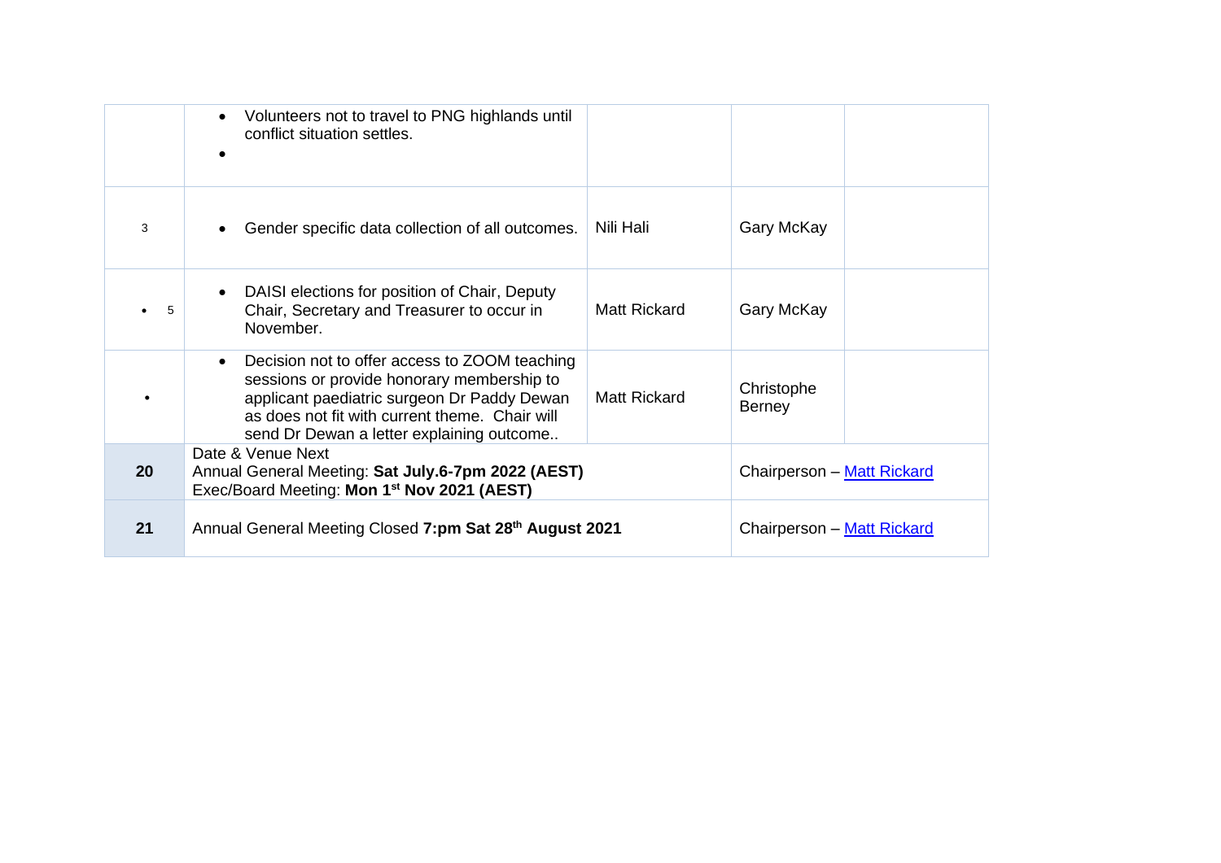| | | | | |
|---|---|---|---|---|
| | • Volunteers not to travel to PNG highlands until conflict situation settles.<br>• | | | |
| 3 | • Gender specific data collection of all outcomes. | Nili Hali | Gary McKay | |
| • 5 | • DAISI elections for position of Chair, Deputy Chair, Secretary and Treasurer to occur in November. | Matt Rickard | Gary McKay | |
| • | • Decision not to offer access to ZOOM teaching sessions or provide honorary membership to applicant paediatric surgeon Dr Paddy Dewan as does not fit with current theme. Chair will send Dr Dewan a letter explaining outcome.. | Matt Rickard | Christophe Berney | |
| **20** | Date & Venue Next<br>Annual General Meeting: **Sat July.6-7pm 2022 (AEST)**<br>Exec/Board Meeting: **Mon 1st Nov 2021 (AEST)** | | Chairperson – Matt Rickard | |
| **21** | Annual General Meeting Closed **7:pm Sat 28th August 2021** | | Chairperson – Matt Rickard | |